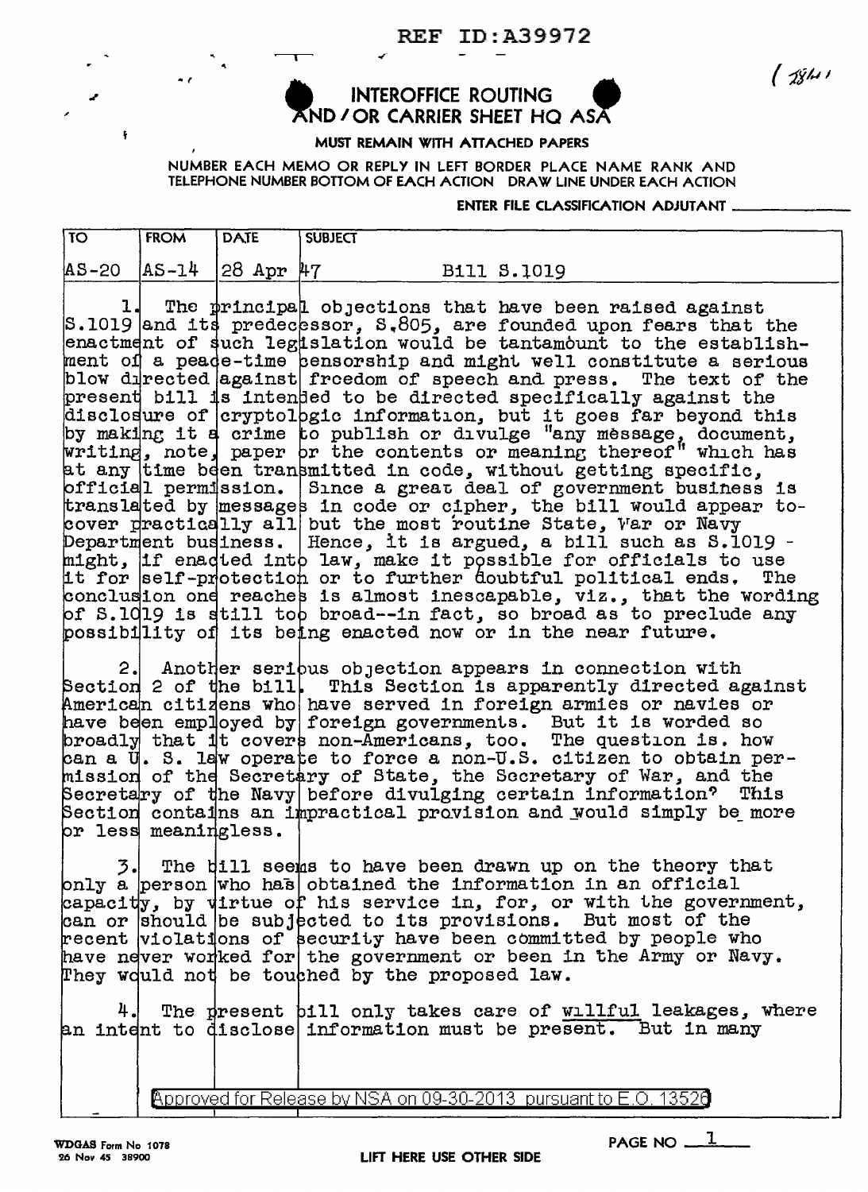REF ID:A39972

(18411)

**INTEROFFICE ROUTING AND / OR CARRIER SHEET HQ ASA**

MUST REMAIN WITH ATTACHED PAPERS

NUMBER EACH MEMO OR REPLY IN LEFT BORDER PLACE NAME RANK AND TELEPHONE NUMBER BOTTOM OF EACH ACTION DRAW LINE UNDER EACH ACTION

ENTER FILE CLASSIFICATION ADJUTANT \_\_\_\_\_\_\_\_

| TO | FROM | DATE | SUBJECT |
|---|---|---|---|
| AS-20 | AS-14 | 28 Apr 47 | Bill S.1019 |

1. The principal objections that have been raised against S.1019 and its predecessor, S.805, are founded upon fears that the enactment of such legislation would be tantamount to the establishment of a peace-time censorship and might well constitute a serious blow directed against freedom of speech and press. The text of the present bill is intended to be directed specifically against the disclosure of cryptologic information, but it goes far beyond this by making it a crime to publish or divulge "any message, document, writing, note, paper or the contents or meaning thereof" which has at any time been transmitted in code, without getting specific, official permission. Since a great deal of government business is translated by messages in code or cipher, the bill would appear to cover practically all but the most routine State, War or Navy Department business. Hence, it is argued, a bill such as S.1019 - might, if enacted into law, make it possible for officials to use it for self-protection or to further doubtful political ends. The conclusion one reaches is almost inescapable, viz., that the wording of S.1019 is still too broad--in fact, so broad as to preclude any possibility of its being enacted now or in the near future.

2. Another serious objection appears in connection with Section 2 of the bill. This Section is apparently directed against American citizens who have served in foreign armies or navies or have been employed by foreign governments. But it is worded so broadly that it covers non-Americans, too. The question is, how can a U. S. law operate to force a non-U.S. citizen to obtain permission of the Secretary of State, the Secretary of War, and the Secretary of the Navy before divulging certain information? This Section contains an impractical provision and would simply be more or less meaningless.

3. The bill seems to have been drawn up on the theory that only a person who has obtained the information in an official capacity, by virtue of his service in, for, or with the government, can or should be subjected to its provisions. But most of the recent violations of security have been committed by people who have never worked for the government or been in the Army or Navy. They would not be touched by the proposed law.

4. The present bill only takes care of willful leakages, where an intent to disclose information must be present. But in many

Approved for Release by NSA on 09-30-2013 pursuant to E.O. 13526

WDGAS Form No 1078
26 Nov 45 38900

LIFT HERE USE OTHER SIDE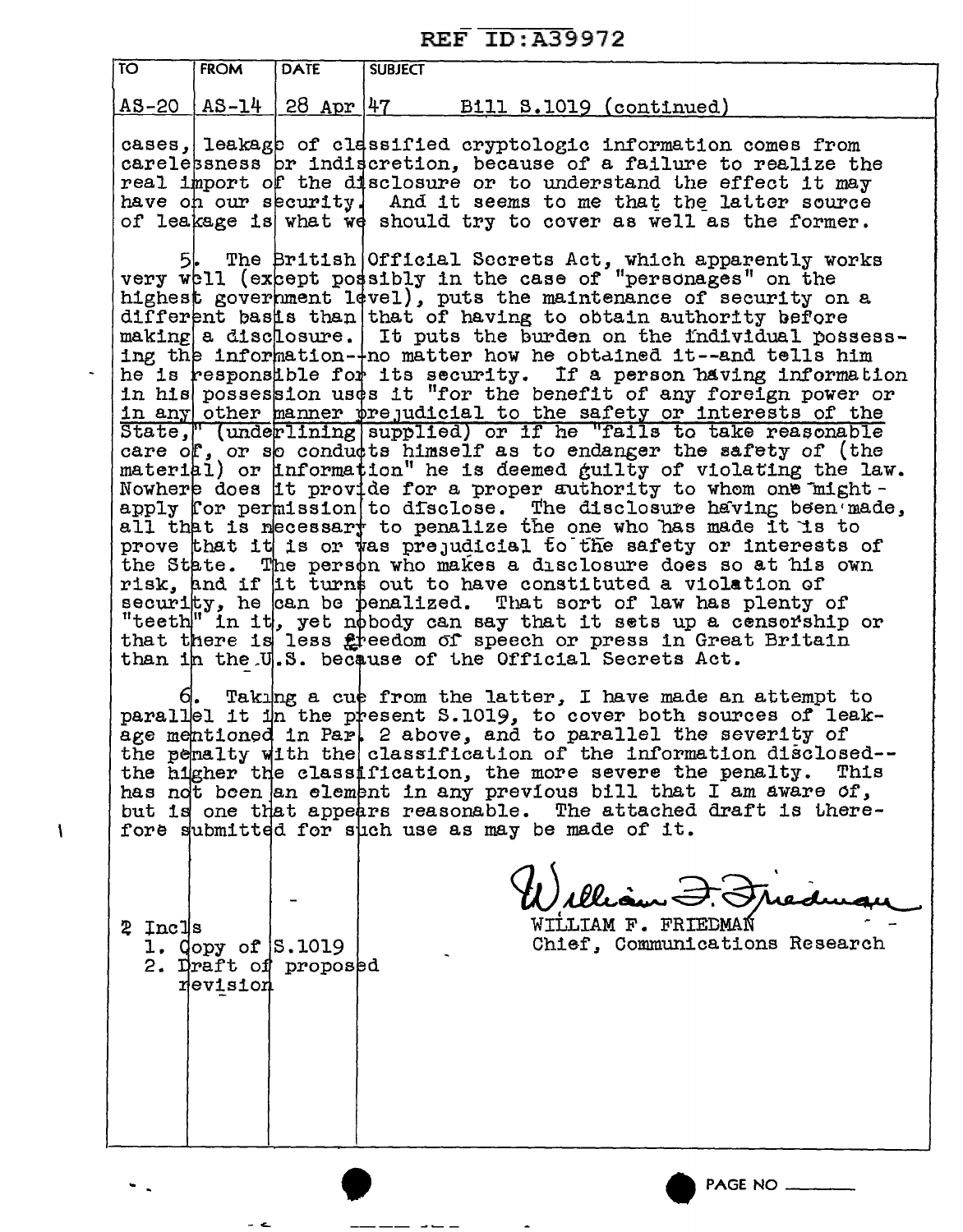REF ID:A39972

| TO | FROM | DATE | SUBJECT |
|---|---|---|---|
| AS-20 | AS-14 | 28 Apr 47 | Bill S.1019 (continued) |

cases, leakage of classified cryptologic information comes from carelessness or indiscretion, because of a failure to realize the real import of the disclosure or to understand the effect it may have on our security. And it seems to me that the latter source of leakage is what we should try to cover as well as the former.

5. The British Official Secrets Act, which apparently works very well (except possibly in the case of "personages" on the highest government level), puts the maintenance of security on a different basis than that of having to obtain authority before making a disclosure. It puts the burden on the individual possessing the information--no matter how he obtained it--and tells him he is responsible for its security. If a person having information in his possession uses it "for the benefit of any foreign power or <u>in any other manner prejudicial to the safety or interests of the State</u>," (underlining supplied) or if he "fails to take reasonable care of, or so conducts himself as to endanger the safety of (the material) or information" he is deemed guilty of violating the law. Nowhere does it provide for a proper authority to whom one might apply for permission to disclose. The disclosure having been made, all that is necessary to penalize the one who has made it is to prove that it is or was prejudicial to the safety or interests of the State. The person who makes a disclosure does so at his own risk, and if it turns out to have constituted a violation of security, he can be penalized. That sort of law has plenty of "teeth" in it, yet nobody can say that it sets up a censorship or that there is less freedom of speech or press in Great Britain than in the U.S. because of the Official Secrets Act.

6. Taking a cue from the latter, I have made an attempt to parallel it in the present S.1019, to cover both sources of leakage mentioned in Par. 2 above, and to parallel the severity of the penalty with the classification of the information disclosed--the higher the classification, the more severe the penalty. This has not been an element in any previous bill that I am aware of, but is one that appears reasonable. The attached draft is therefore submitted for such use as may be made of it.

William F. Friedman
WILLIAM F. FRIEDMAN
Chief, Communications Research

2 Incls
1. Copy of S.1019
2. Draft of proposed revision